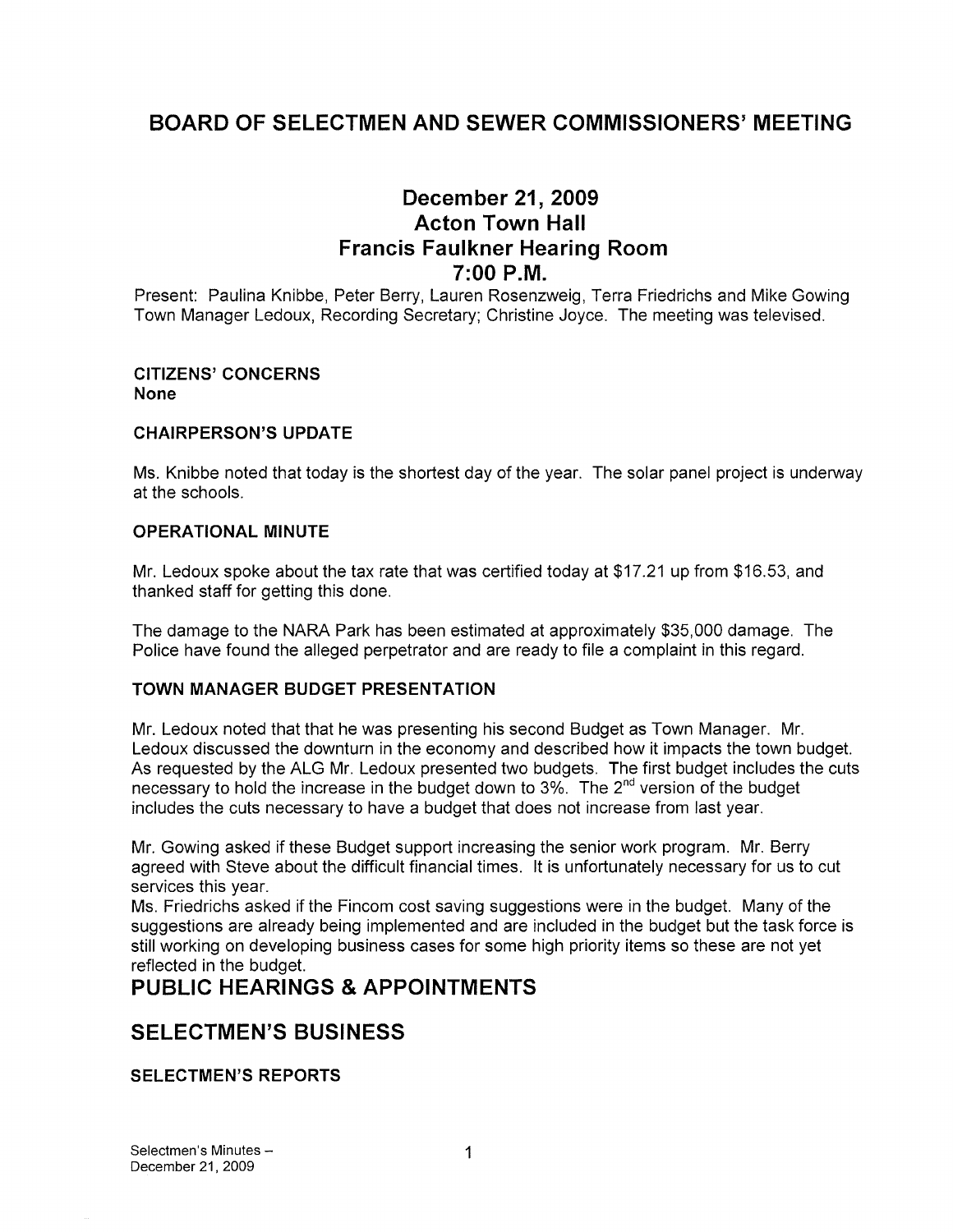# BOARD OF SELECTMEN AND SEWER COMMISSIONERS' MEETING

## December 21, 2009
## Acton Town Hall
## Francis Faulkner Hearing Room
## 7:00 P.M.

Present: Paulina Knibbe, Peter Berry, Lauren Rosenzweig, Terra Friedrichs and Mike Gowing Town Manager Ledoux, Recording Secretary; Christine Joyce. The meeting was televised.

**CITIZENS' CONCERNS**
**None**

**CHAIRPERSON'S UPDATE**

Ms. Knibbe noted that today is the shortest day of the year. The solar panel project is underway at the schools.

**OPERATIONAL MINUTE**

Mr. Ledoux spoke about the tax rate that was certified today at $17.21 up from $16.53, and thanked staff for getting this done.

The damage to the NARA Park has been estimated at approximately $35,000 damage. The Police have found the alleged perpetrator and are ready to file a complaint in this regard.

**TOWN MANAGER BUDGET PRESENTATION**

Mr. Ledoux noted that that he was presenting his second Budget as Town Manager. Mr. Ledoux discussed the downturn in the economy and described how it impacts the town budget. As requested by the ALG Mr. Ledoux presented two budgets. The first budget includes the cuts necessary to hold the increase in the budget down to 3%. The 2nd version of the budget includes the cuts necessary to have a budget that does not increase from last year.

Mr. Gowing asked if these Budget support increasing the senior work program. Mr. Berry agreed with Steve about the difficult financial times. It is unfortunately necessary for us to cut services this year.

Ms. Friedrichs asked if the Fincom cost saving suggestions were in the budget. Many of the suggestions are already being implemented and are included in the budget but the task force is still working on developing business cases for some high priority items so these are not yet reflected in the budget.

# PUBLIC HEARINGS & APPOINTMENTS

# SELECTMEN'S BUSINESS

**SELECTMEN'S REPORTS**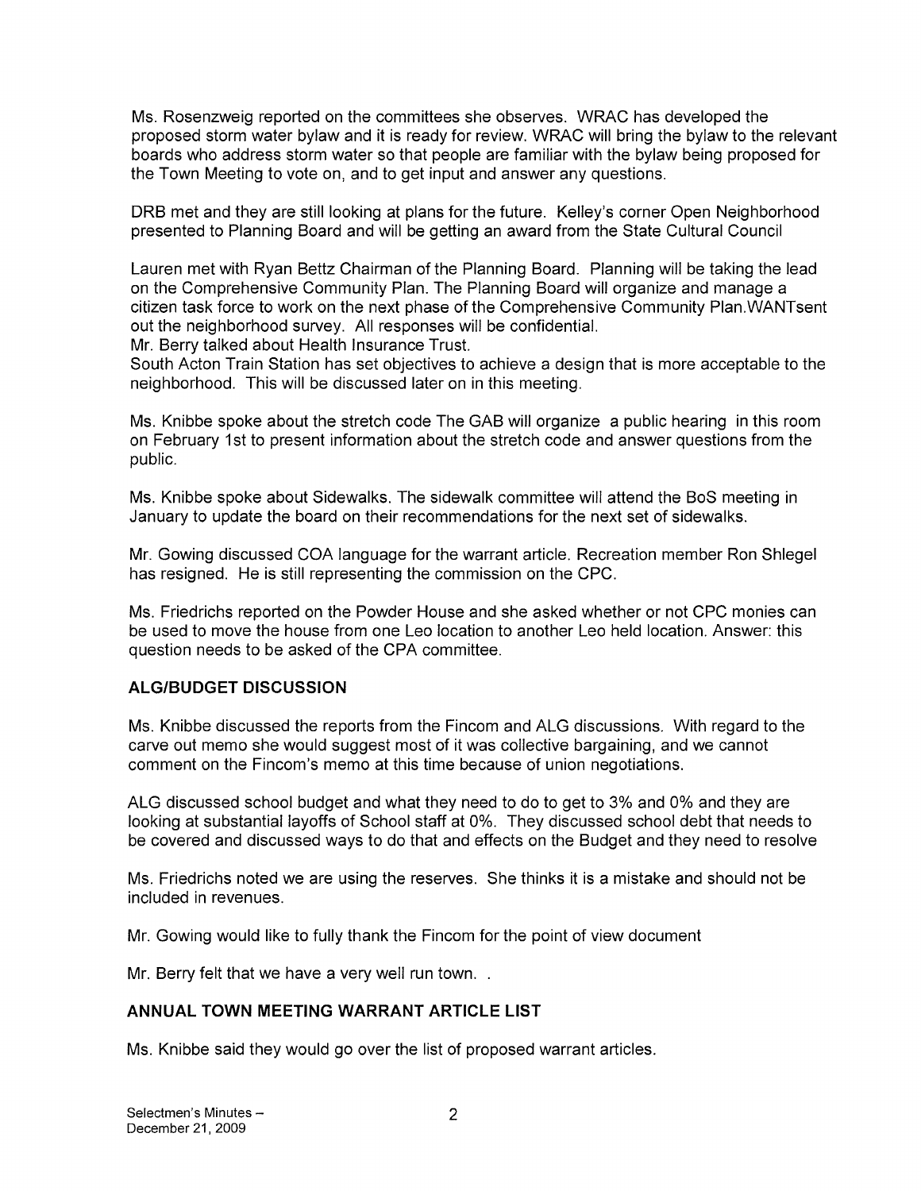Ms. Rosenzweig reported on the committees she observes. WRAC has developed the proposed storm water bylaw and it is ready for review. WRAC will bring the bylaw to the relevant boards who address storm water so that people are familiar with the bylaw being proposed for the Town Meeting to vote on, and to get input and answer any questions.

DRB met and they are still looking at plans for the future. Kelley's corner Open Neighborhood presented to Planning Board and will be getting an award from the State Cultural Council

Lauren met with Ryan Bettz Chairman of the Planning Board. Planning will be taking the lead on the Comprehensive Community Plan. The Planning Board will organize and manage a citizen task force to work on the next phase of the Comprehensive Community Plan.WANTsent out the neighborhood survey. All responses will be confidential.
Mr. Berry talked about Health Insurance Trust.
South Acton Train Station has set objectives to achieve a design that is more acceptable to the neighborhood. This will be discussed later on in this meeting.

Ms. Knibbe spoke about the stretch code The GAB will organize a public hearing in this room on February 1st to present information about the stretch code and answer questions from the public.

Ms. Knibbe spoke about Sidewalks. The sidewalk committee will attend the BoS meeting in January to update the board on their recommendations for the next set of sidewalks.

Mr. Gowing discussed COA language for the warrant article. Recreation member Ron Shlegel has resigned. He is still representing the commission on the CPC.

Ms. Friedrichs reported on the Powder House and she asked whether or not CPC monies can be used to move the house from one Leo location to another Leo held location. Answer: this question needs to be asked of the CPA committee.

**ALG/BUDGET DISCUSSION**

Ms. Knibbe discussed the reports from the Fincom and ALG discussions. With regard to the carve out memo she would suggest most of it was collective bargaining, and we cannot comment on the Fincom's memo at this time because of union negotiations.

ALG discussed school budget and what they need to do to get to 3% and 0% and they are looking at substantial layoffs of School staff at 0%. They discussed school debt that needs to be covered and discussed ways to do that and effects on the Budget and they need to resolve

Ms. Friedrichs noted we are using the reserves. She thinks it is a mistake and should not be included in revenues.

Mr. Gowing would like to fully thank the Fincom for the point of view document

Mr. Berry felt that we have a very well run town. .

**ANNUAL TOWN MEETING WARRANT ARTICLE LIST**

Ms. Knibbe said they would go over the list of proposed warrant articles.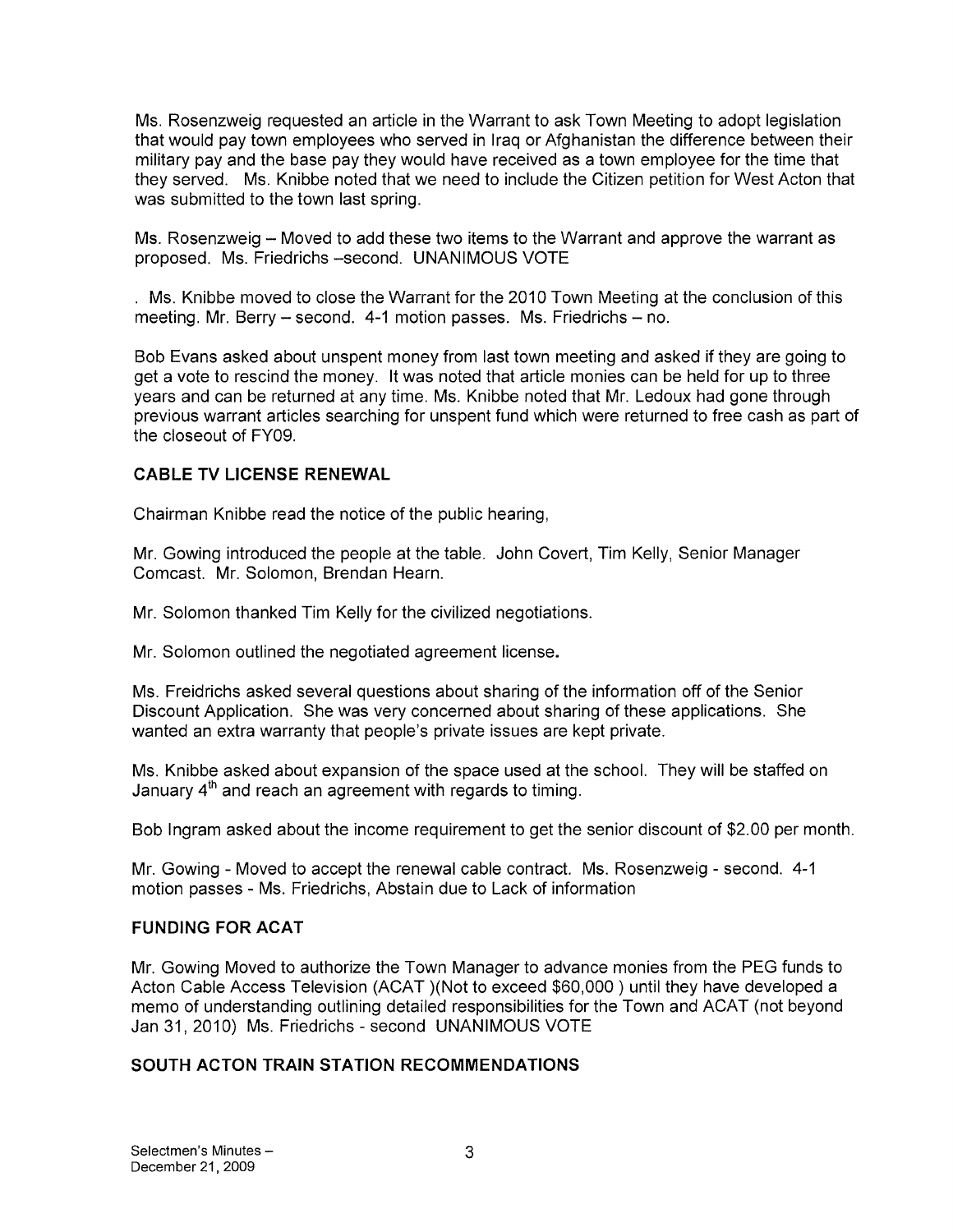Ms. Rosenzweig requested an article in the Warrant to ask Town Meeting to adopt legislation that would pay town employees who served in Iraq or Afghanistan the difference between their military pay and the base pay they would have received as a town employee for the time that they served. Ms. Knibbe noted that we need to include the Citizen petition for West Acton that was submitted to the town last spring.

Ms. Rosenzweig – Moved to add these two items to the Warrant and approve the warrant as proposed. Ms. Friedrichs –second. UNANIMOUS VOTE

. Ms. Knibbe moved to close the Warrant for the 2010 Town Meeting at the conclusion of this meeting. Mr. Berry – second. 4-1 motion passes. Ms. Friedrichs – no.

Bob Evans asked about unspent money from last town meeting and asked if they are going to get a vote to rescind the money. It was noted that article monies can be held for up to three years and can be returned at any time. Ms. Knibbe noted that Mr. Ledoux had gone through previous warrant articles searching for unspent fund which were returned to free cash as part of the closeout of FY09.

**CABLE TV LICENSE RENEWAL**

Chairman Knibbe read the notice of the public hearing,

Mr. Gowing introduced the people at the table. John Covert, Tim Kelly, Senior Manager Comcast. Mr. Solomon, Brendan Hearn.

Mr. Solomon thanked Tim Kelly for the civilized negotiations.

Mr. Solomon outlined the negotiated agreement license.

Ms. Freidrichs asked several questions about sharing of the information off of the Senior Discount Application. She was very concerned about sharing of these applications. She wanted an extra warranty that people's private issues are kept private.

Ms. Knibbe asked about expansion of the space used at the school. They will be staffed on January 4th and reach an agreement with regards to timing.

Bob Ingram asked about the income requirement to get the senior discount of $2.00 per month.

Mr. Gowing - Moved to accept the renewal cable contract. Ms. Rosenzweig - second. 4-1 motion passes - Ms. Friedrichs, Abstain due to Lack of information

**FUNDING FOR ACAT**

Mr. Gowing Moved to authorize the Town Manager to advance monies from the PEG funds to Acton Cable Access Television (ACAT )(Not to exceed $60,000 ) until they have developed a memo of understanding outlining detailed responsibilities for the Town and ACAT (not beyond Jan 31, 2010) Ms. Friedrichs - second UNANIMOUS VOTE

**SOUTH ACTON TRAIN STATION RECOMMENDATIONS**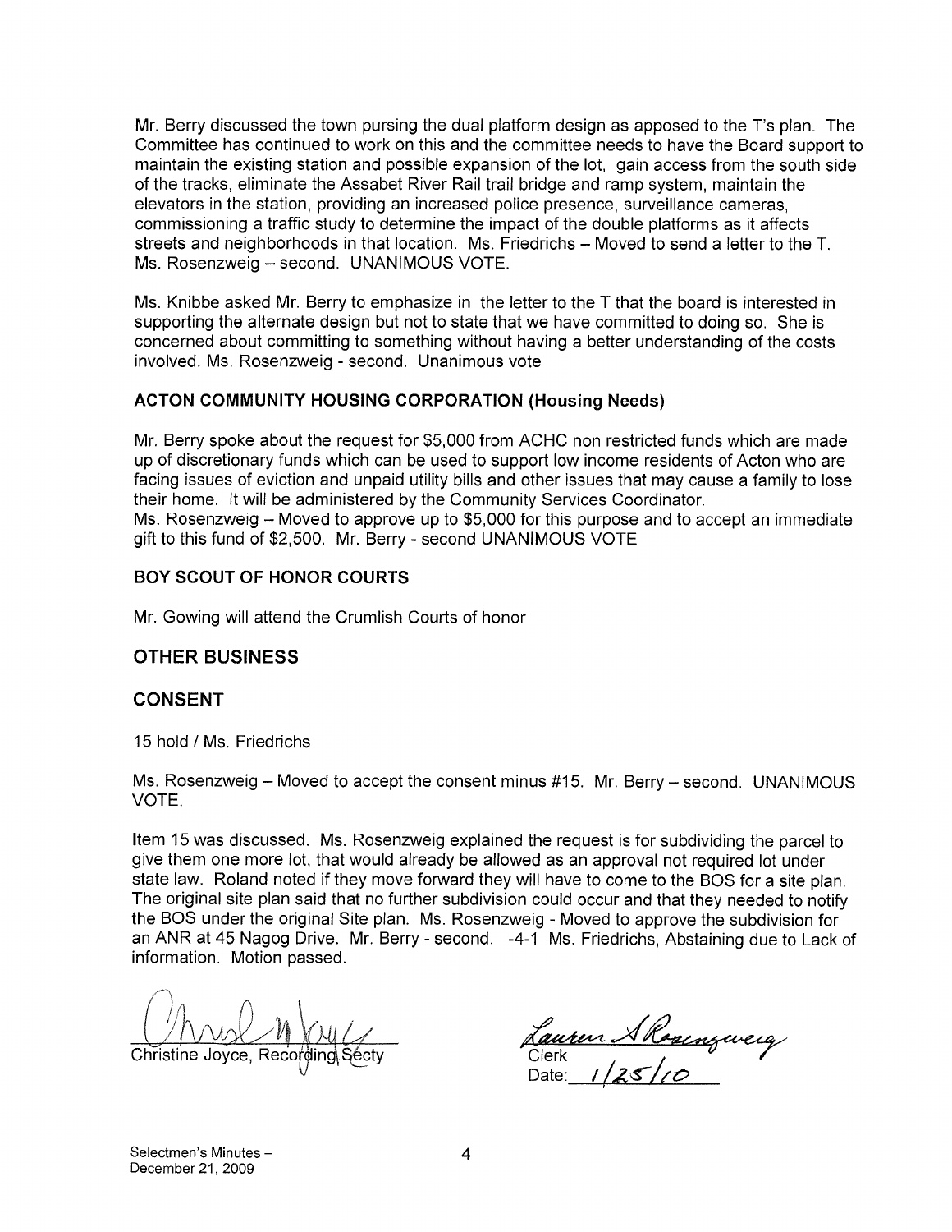Mr. Berry discussed the town pursing the dual platform design as apposed to the T's plan. The Committee has continued to work on this and the committee needs to have the Board support to maintain the existing station and possible expansion of the lot, gain access from the south side of the tracks, eliminate the Assabet River Rail trail bridge and ramp system, maintain the elevators in the station, providing an increased police presence, surveillance cameras, commissioning a traffic study to determine the impact of the double platforms as it affects streets and neighborhoods in that location. Ms. Friedrichs – Moved to send a letter to the T. Ms. Rosenzweig – second. UNANIMOUS VOTE.

Ms. Knibbe asked Mr. Berry to emphasize in the letter to the T that the board is interested in supporting the alternate design but not to state that we have committed to doing so. She is concerned about committing to something without having a better understanding of the costs involved. Ms. Rosenzweig - second. Unanimous vote

**ACTON COMMUNITY HOUSING CORPORATION (Housing Needs)**

Mr. Berry spoke about the request for $5,000 from ACHC non restricted funds which are made up of discretionary funds which can be used to support low income residents of Acton who are facing issues of eviction and unpaid utility bills and other issues that may cause a family to lose their home. It will be administered by the Community Services Coordinator.
Ms. Rosenzweig – Moved to approve up to $5,000 for this purpose and to accept an immediate gift to this fund of $2,500. Mr. Berry - second UNANIMOUS VOTE

**BOY SCOUT OF HONOR COURTS**

Mr. Gowing will attend the Crumlish Courts of honor

## OTHER BUSINESS

## CONSENT

15 hold / Ms. Friedrichs

Ms. Rosenzweig – Moved to accept the consent minus #15. Mr. Berry – second. UNANIMOUS VOTE.

Item 15 was discussed. Ms. Rosenzweig explained the request is for subdividing the parcel to give them one more lot, that would already be allowed as an approval not required lot under state law. Roland noted if they move forward they will have to come to the BOS for a site plan. The original site plan said that no further subdivision could occur and that they needed to notify the BOS under the original Site plan. Ms. Rosenzweig - Moved to approve the subdivision for an ANR at 45 Nagog Drive. Mr. Berry - second. -4-1 Ms. Friedrichs, Abstaining due to Lack of information. Motion passed.

Christine Joyce, Recording Secty

Lauren S Rosenzweig
Clerk
Date: 1/25/10

Selectmen's Minutes –
December 21, 2009